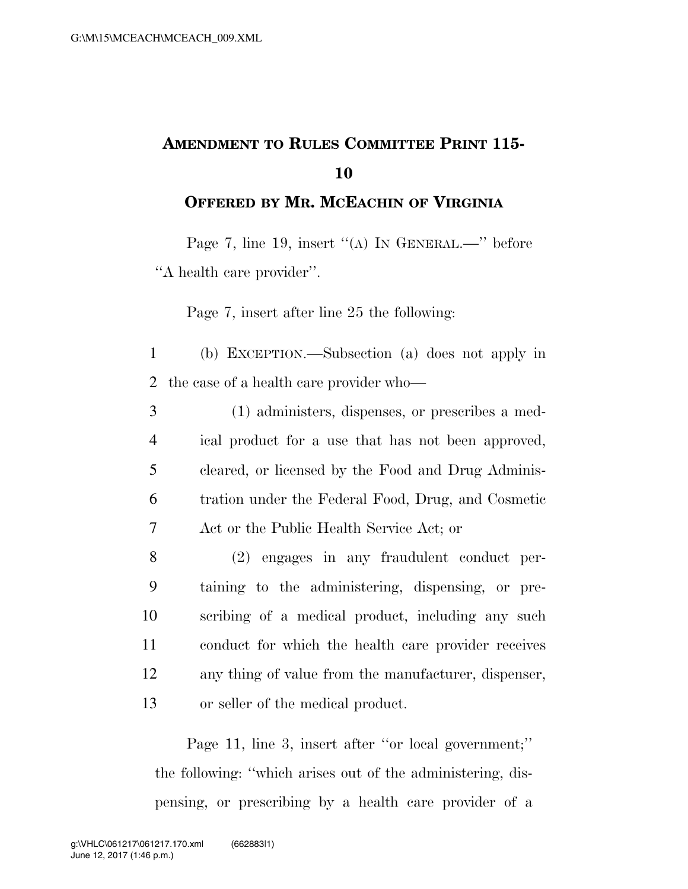**AMENDMENT TO RULES COMMITTEE PRINT 115-10**

**OFFERED BY MR. MCEACHIN OF VIRGINIA**

Page 7, line 19, insert "(A) IN GENERAL.—" before "A health care provider".

Page 7, insert after line 25 the following:

(b) EXCEPTION.—Subsection (a) does not apply in the case of a health care provider who—

(1) administers, dispenses, or prescribes a medical product for a use that has not been approved, cleared, or licensed by the Food and Drug Administration under the Federal Food, Drug, and Cosmetic Act or the Public Health Service Act; or

(2) engages in any fraudulent conduct pertaining to the administering, dispensing, or prescribing of a medical product, including any such conduct for which the health care provider receives any thing of value from the manufacturer, dispenser, or seller of the medical product.

Page 11, line 3, insert after "or local government;" the following: "which arises out of the administering, dispensing, or prescribing by a health care provider of a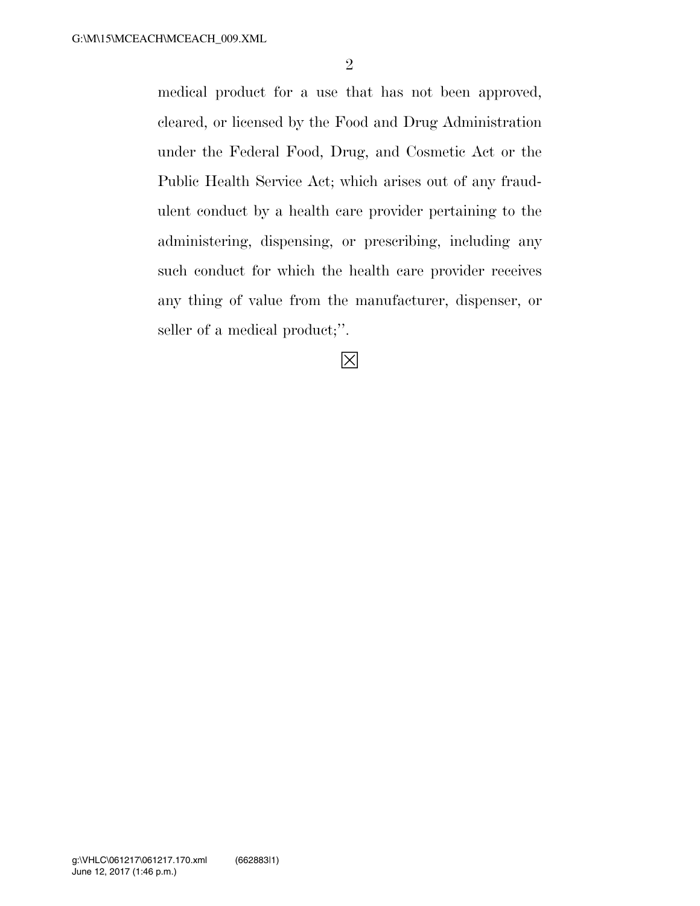medical product for a use that has not been approved, cleared, or licensed by the Food and Drug Administration under the Federal Food, Drug, and Cosmetic Act or the Public Health Service Act; which arises out of any fraudulent conduct by a health care provider pertaining to the administering, dispensing, or prescribing, including any such conduct for which the health care provider receives any thing of value from the manufacturer, dispenser, or seller of a medical product;''.